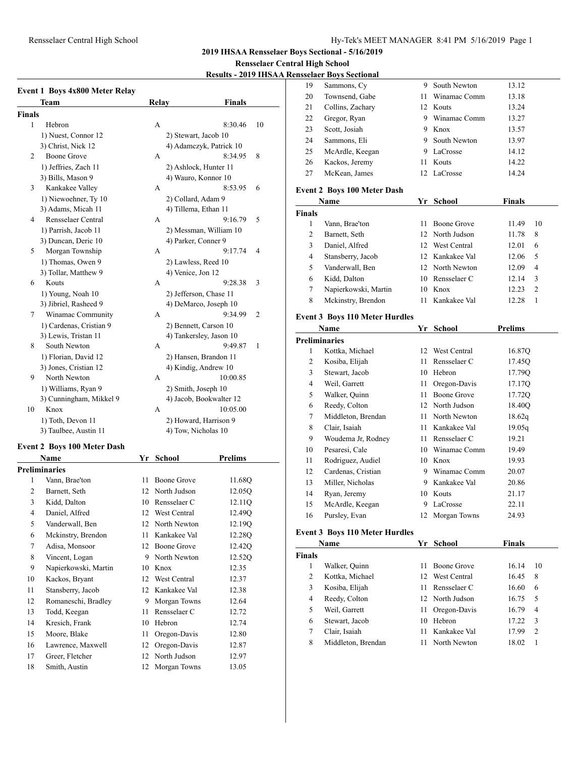## 2019 IHSAA Rensselaer Boys Sectional - 5/16/2019

### Rensselaer Central High School

### Results - 2019 IHSAA Rensselaer Boys Sectional

#### Event 1 Boys 4x800 Meter Relay

| | Team | Relay | Finals | |
|---|---|---|---|---|
| **Finals** | | | | |
| 1 | Hebron | A | 8:30.46 | 10 |
| | 1) Nuest, Connor 12 | 2) Stewart, Jacob 10 | | |
| | 3) Christ, Nick 12 | 4) Adamczyk, Patrick 10 | | |
| 2 | Boone Grove | A | 8:34.95 | 8 |
| | 1) Jeffries, Zach 11 | 2) Ashlock, Hunter 11 | | |
| | 3) Bills, Mason 9 | 4) Wauro, Konnor 10 | | |
| 3 | Kankakee Valley | A | 8:53.95 | 6 |
| | 1) Niewoehner, Ty 10 | 2) Collard, Adam 9 | | |
| | 3) Adams, Micah 11 | 4) Tillema, Ethan 11 | | |
| 4 | Rensselaer Central | A | 9:16.79 | 5 |
| | 1) Parrish, Jacob 11 | 2) Messman, William 10 | | |
| | 3) Duncan, Deric 10 | 4) Parker, Conner 9 | | |
| 5 | Morgan Township | A | 9:17.74 | 4 |
| | 1) Thomas, Owen 9 | 2) Lawless, Reed 10 | | |
| | 3) Tollar, Matthew 9 | 4) Venice, Jon 12 | | |
| 6 | Kouts | A | 9:28.38 | 3 |
| | 1) Young, Noah 10 | 2) Jefferson, Chase 11 | | |
| | 3) Jibriel, Rasheed 9 | 4) DeMarco, Joseph 10 | | |
| 7 | Winamac Community | A | 9:34.99 | 2 |
| | 1) Cardenas, Cristian 9 | 2) Bennett, Carson 10 | | |
| | 3) Lewis, Tristan 11 | 4) Tankersley, Jason 10 | | |
| 8 | South Newton | A | 9:49.87 | 1 |
| | 1) Florian, David 12 | 2) Hansen, Brandon 11 | | |
| | 3) Jones, Cristian 12 | 4) Kindig, Andrew 10 | | |
| 9 | North Newton | A | 10:00.85 | |
| | 1) Williams, Ryan 9 | 2) Smith, Joseph 10 | | |
| | 3) Cunningham, Mikkel 9 | 4) Jacob, Bookwalter 12 | | |
| 10 | Knox | A | 10:05.00 | |
| | 1) Toth, Devon 11 | 2) Howard, Harrison 9 | | |
| | 3) Taulbee, Austin 11 | 4) Tow, Nicholas 10 | | |

#### Event 2 Boys 100 Meter Dash

| | Name | Yr | School | Prelims |
|---|---|---|---|---|
| **Preliminaries** | | | | |
| 1 | Vann, Brae'ton | 11 | Boone Grove | 11.68Q |
| 2 | Barnett, Seth | 12 | North Judson | 12.05Q |
| 3 | Kidd, Dalton | 10 | Rensselaer C | 12.11Q |
| 4 | Daniel, Alfred | 12 | West Central | 12.49Q |
| 5 | Vanderwall, Ben | 12 | North Newton | 12.19Q |
| 6 | Mckinstry, Brendon | 11 | Kankakee Val | 12.28Q |
| 7 | Adisa, Monsoor | 12 | Boone Grove | 12.42Q |
| 8 | Vincent, Logan | 9 | North Newton | 12.52Q |
| 9 | Napierkowski, Martin | 10 | Knox | 12.35 |
| 10 | Kackos, Bryant | 12 | West Central | 12.37 |
| 11 | Stansberry, Jacob | 12 | Kankakee Val | 12.38 |
| 12 | Romaneschi, Bradley | 9 | Morgan Towns | 12.64 |
| 13 | Todd, Keegan | 11 | Rensselaer C | 12.72 |
| 14 | Kresich, Frank | 10 | Hebron | 12.74 |
| 15 | Moore, Blake | 11 | Oregon-Davis | 12.80 |
| 16 | Lawrence, Maxwell | 12 | Oregon-Davis | 12.87 |
| 17 | Greer, Fletcher | 12 | North Judson | 12.97 |
| 18 | Smith, Austin | 12 | Morgan Towns | 13.05 |
| 19 | Sammons, Cy | 9 | South Newton | 13.12 |
| 20 | Townsend, Gabe | 11 | Winamac Comm | 13.18 |
| 21 | Collins, Zachary | 12 | Kouts | 13.24 |
| 22 | Gregor, Ryan | 9 | Winamac Comm | 13.27 |
| 23 | Scott, Josiah | 9 | Knox | 13.57 |
| 24 | Sammons, Eli | 9 | South Newton | 13.97 |
| 25 | McArdle, Keegan | 9 | LaCrosse | 14.12 |
| 26 | Kackos, Jeremy | 11 | Kouts | 14.22 |
| 27 | McKean, James | 12 | LaCrosse | 14.24 |

#### Event 2 Boys 100 Meter Dash

| | Name | Yr | School | Finals | |
|---|---|---|---|---|---|
| **Finals** | | | | | |
| 1 | Vann, Brae'ton | 11 | Boone Grove | 11.49 | 10 |
| 2 | Barnett, Seth | 12 | North Judson | 11.78 | 8 |
| 3 | Daniel, Alfred | 12 | West Central | 12.01 | 6 |
| 4 | Stansberry, Jacob | 12 | Kankakee Val | 12.06 | 5 |
| 5 | Vanderwall, Ben | 12 | North Newton | 12.09 | 4 |
| 6 | Kidd, Dalton | 10 | Rensselaer C | 12.14 | 3 |
| 7 | Napierkowski, Martin | 10 | Knox | 12.23 | 2 |
| 8 | Mckinstry, Brendon | 11 | Kankakee Val | 12.28 | 1 |

#### Event 3 Boys 110 Meter Hurdles

| | Name | Yr | School | Prelims |
|---|---|---|---|---|
| **Preliminaries** | | | | |
| 1 | Kottka, Michael | 12 | West Central | 16.87Q |
| 2 | Kosiba, Elijah | 11 | Rensselaer C | 17.45Q |
| 3 | Stewart, Jacob | 10 | Hebron | 17.79Q |
| 4 | Weil, Garrett | 11 | Oregon-Davis | 17.17Q |
| 5 | Walker, Quinn | 11 | Boone Grove | 17.72Q |
| 6 | Reedy, Colton | 12 | North Judson | 18.40Q |
| 7 | Middleton, Brendan | 11 | North Newton | 18.62q |
| 8 | Clair, Isaiah | 11 | Kankakee Val | 19.05q |
| 9 | Woudema Jr, Rodney | 11 | Rensselaer C | 19.21 |
| 10 | Pesaresi, Cale | 10 | Winamac Comm | 19.49 |
| 11 | Rodriguez, Audiel | 10 | Knox | 19.93 |
| 12 | Cardenas, Cristian | 9 | Winamac Comm | 20.07 |
| 13 | Miller, Nicholas | 9 | Kankakee Val | 20.86 |
| 14 | Ryan, Jeremy | 10 | Kouts | 21.17 |
| 15 | McArdle, Keegan | 9 | LaCrosse | 22.11 |
| 16 | Pursley, Evan | 12 | Morgan Towns | 24.93 |

#### Event 3 Boys 110 Meter Hurdles

| | Name | Yr | School | Finals | |
|---|---|---|---|---|---|
| **Finals** | | | | | |
| 1 | Walker, Quinn | 11 | Boone Grove | 16.14 | 10 |
| 2 | Kottka, Michael | 12 | West Central | 16.45 | 8 |
| 3 | Kosiba, Elijah | 11 | Rensselaer C | 16.60 | 6 |
| 4 | Reedy, Colton | 12 | North Judson | 16.75 | 5 |
| 5 | Weil, Garrett | 11 | Oregon-Davis | 16.79 | 4 |
| 6 | Stewart, Jacob | 10 | Hebron | 17.22 | 3 |
| 7 | Clair, Isaiah | 11 | Kankakee Val | 17.99 | 2 |
| 8 | Middleton, Brendan | 11 | North Newton | 18.02 | 1 |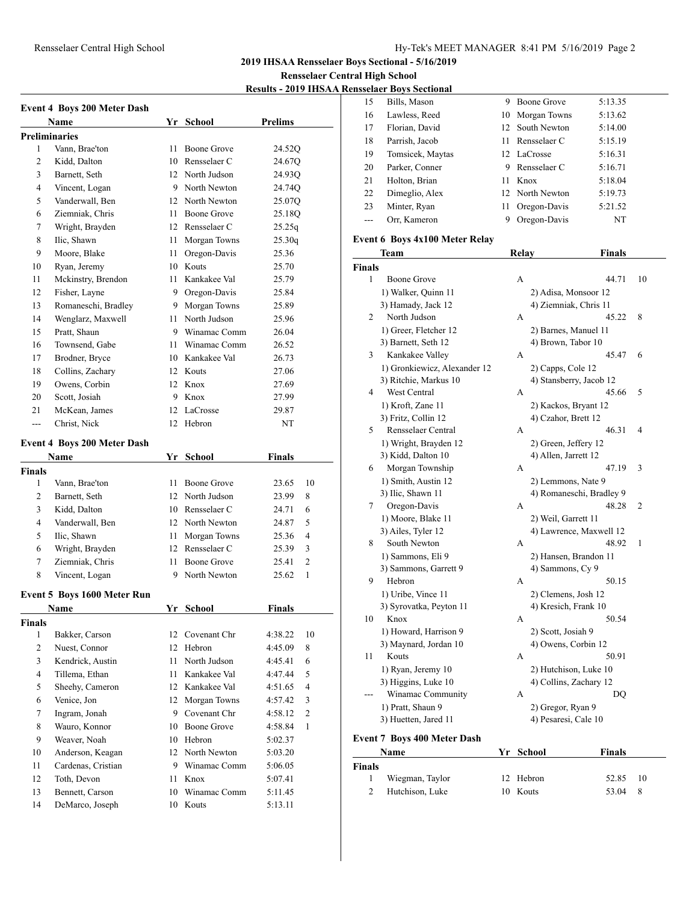## 2019 IHSAA Rensselaer Boys Sectional - 5/16/2019

### Rensselaer Central High School

### Results - 2019 IHSAA Rensselaer Boys Sectional

#### Event 4 Boys 200 Meter Dash

**Preliminaries**

| | Name | Yr | School | Prelims |
|---|---|---|---|---|
| 1 | Vann, Brae'ton | 11 | Boone Grove | 24.52Q |
| 2 | Kidd, Dalton | 10 | Rensselaer C | 24.67Q |
| 3 | Barnett, Seth | 12 | North Judson | 24.93Q |
| 4 | Vincent, Logan | 9 | North Newton | 24.74Q |
| 5 | Vanderwall, Ben | 12 | North Newton | 25.07Q |
| 6 | Ziemniak, Chris | 11 | Boone Grove | 25.18Q |
| 7 | Wright, Brayden | 12 | Rensselaer C | 25.25q |
| 8 | Ilic, Shawn | 11 | Morgan Towns | 25.30q |
| 9 | Moore, Blake | 11 | Oregon-Davis | 25.36 |
| 10 | Ryan, Jeremy | 10 | Kouts | 25.70 |
| 11 | Mckinstry, Brendon | 11 | Kankakee Val | 25.79 |
| 12 | Fisher, Layne | 9 | Oregon-Davis | 25.84 |
| 13 | Romaneschi, Bradley | 9 | Morgan Towns | 25.89 |
| 14 | Wenglarz, Maxwell | 11 | North Judson | 25.96 |
| 15 | Pratt, Shaun | 9 | Winamac Comm | 26.04 |
| 16 | Townsend, Gabe | 11 | Winamac Comm | 26.52 |
| 17 | Brodner, Bryce | 10 | Kankakee Val | 26.73 |
| 18 | Collins, Zachary | 12 | Kouts | 27.06 |
| 19 | Owens, Corbin | 12 | Knox | 27.69 |
| 20 | Scott, Josiah | 9 | Knox | 27.99 |
| 21 | McKean, James | 12 | LaCrosse | 29.87 |
| --- | Christ, Nick | 12 | Hebron | NT |

#### Event 4 Boys 200 Meter Dash

**Finals**

| | Name | Yr | School | Finals | |
|---|---|---|---|---|---|
| 1 | Vann, Brae'ton | 11 | Boone Grove | 23.65 | 10 |
| 2 | Barnett, Seth | 12 | North Judson | 23.99 | 8 |
| 3 | Kidd, Dalton | 10 | Rensselaer C | 24.71 | 6 |
| 4 | Vanderwall, Ben | 12 | North Newton | 24.87 | 5 |
| 5 | Ilic, Shawn | 11 | Morgan Towns | 25.36 | 4 |
| 6 | Wright, Brayden | 12 | Rensselaer C | 25.39 | 3 |
| 7 | Ziemniak, Chris | 11 | Boone Grove | 25.41 | 2 |
| 8 | Vincent, Logan | 9 | North Newton | 25.62 | 1 |

#### Event 5 Boys 1600 Meter Run

**Finals**

| | Name | Yr | School | Finals | |
|---|---|---|---|---|---|
| 1 | Bakker, Carson | 12 | Covenant Chr | 4:38.22 | 10 |
| 2 | Nuest, Connor | 12 | Hebron | 4:45.09 | 8 |
| 3 | Kendrick, Austin | 11 | North Judson | 4:45.41 | 6 |
| 4 | Tillema, Ethan | 11 | Kankakee Val | 4:47.44 | 5 |
| 5 | Sheehy, Cameron | 12 | Kankakee Val | 4:51.65 | 4 |
| 6 | Venice, Jon | 12 | Morgan Towns | 4:57.42 | 3 |
| 7 | Ingram, Jonah | 9 | Covenant Chr | 4:58.12 | 2 |
| 8 | Wauro, Konnor | 10 | Boone Grove | 4:58.84 | 1 |
| 9 | Weaver, Noah | 10 | Hebron | 5:02.37 | |
| 10 | Anderson, Keagan | 12 | North Newton | 5:03.20 | |
| 11 | Cardenas, Cristian | 9 | Winamac Comm | 5:06.05 | |
| 12 | Toth, Devon | 11 | Knox | 5:07.41 | |
| 13 | Bennett, Carson | 10 | Winamac Comm | 5:11.45 | |
| 14 | DeMarco, Joseph | 10 | Kouts | 5:13.11 | |
| 15 | Bills, Mason | 9 | Boone Grove | 5:13.35 | |
| 16 | Lawless, Reed | 10 | Morgan Towns | 5:13.62 | |
| 17 | Florian, David | 12 | South Newton | 5:14.00 | |
| 18 | Parrish, Jacob | 11 | Rensselaer C | 5:15.19 | |
| 19 | Tomsicek, Maytas | 12 | LaCrosse | 5:16.31 | |
| 20 | Parker, Conner | 9 | Rensselaer C | 5:16.71 | |
| 21 | Holton, Brian | 11 | Knox | 5:18.04 | |
| 22 | Dimeglio, Alex | 12 | North Newton | 5:19.73 | |
| 23 | Minter, Ryan | 11 | Oregon-Davis | 5:21.52 | |
| --- | Orr, Kameron | 9 | Oregon-Davis | NT | |

#### Event 6 Boys 4x100 Meter Relay

**Finals**

| | Team | Relay | Finals | |
|---|---|---|---|---|
| 1 | Boone Grove | A | 44.71 | 10 |
| | 1) Walker, Quinn 11 | 2) Adisa, Monsoor 12 | | |
| | 3) Hamady, Jack 12 | 4) Ziemniak, Chris 11 | | |
| 2 | North Judson | A | 45.22 | 8 |
| | 1) Greer, Fletcher 12 | 2) Barnes, Manuel 11 | | |
| | 3) Barnett, Seth 12 | 4) Brown, Tabor 10 | | |
| 3 | Kankakee Valley | A | 45.47 | 6 |
| | 1) Gronkiewicz, Alexander 12 | 2) Capps, Cole 12 | | |
| | 3) Ritchie, Markus 10 | 4) Stansberry, Jacob 12 | | |
| 4 | West Central | A | 45.66 | 5 |
| | 1) Kroft, Zane 11 | 2) Kackos, Bryant 12 | | |
| | 3) Fritz, Collin 12 | 4) Czahor, Brett 12 | | |
| 5 | Rensselaer Central | A | 46.31 | 4 |
| | 1) Wright, Brayden 12 | 2) Green, Jeffery 12 | | |
| | 3) Kidd, Dalton 10 | 4) Allen, Jarrett 12 | | |
| 6 | Morgan Township | A | 47.19 | 3 |
| | 1) Smith, Austin 12 | 2) Lemmons, Nate 9 | | |
| | 3) Ilic, Shawn 11 | 4) Romaneschi, Bradley 9 | | |
| 7 | Oregon-Davis | A | 48.28 | 2 |
| | 1) Moore, Blake 11 | 2) Weil, Garrett 11 | | |
| | 3) Ailes, Tyler 12 | 4) Lawrence, Maxwell 12 | | |
| 8 | South Newton | A | 48.92 | 1 |
| | 1) Sammons, Eli 9 | 2) Hansen, Brandon 11 | | |
| | 3) Sammons, Garrett 9 | 4) Sammons, Cy 9 | | |
| 9 | Hebron | A | 50.15 | |
| | 1) Uribe, Vince 11 | 2) Clemens, Josh 12 | | |
| | 3) Syrovatka, Peyton 11 | 4) Kresich, Frank 10 | | |
| 10 | Knox | A | 50.54 | |
| | 1) Howard, Harrison 9 | 2) Scott, Josiah 9 | | |
| | 3) Maynard, Jordan 10 | 4) Owens, Corbin 12 | | |
| 11 | Kouts | A | 50.91 | |
| | 1) Ryan, Jeremy 10 | 2) Hutchison, Luke 10 | | |
| | 3) Higgins, Luke 10 | 4) Collins, Zachary 12 | | |
| --- | Winamac Community | A | DQ | |
| | 1) Pratt, Shaun 9 | 2) Gregor, Ryan 9 | | |
| | 3) Huetten, Jared 11 | 4) Pesaresi, Cale 10 | | |

#### Event 7 Boys 400 Meter Dash

**Finals**

| | Name | Yr | School | Finals | |
|---|---|---|---|---|---|
| 1 | Wiegman, Taylor | 12 | Hebron | 52.85 | 10 |
| 2 | Hutchison, Luke | 10 | Kouts | 53.04 | 8 |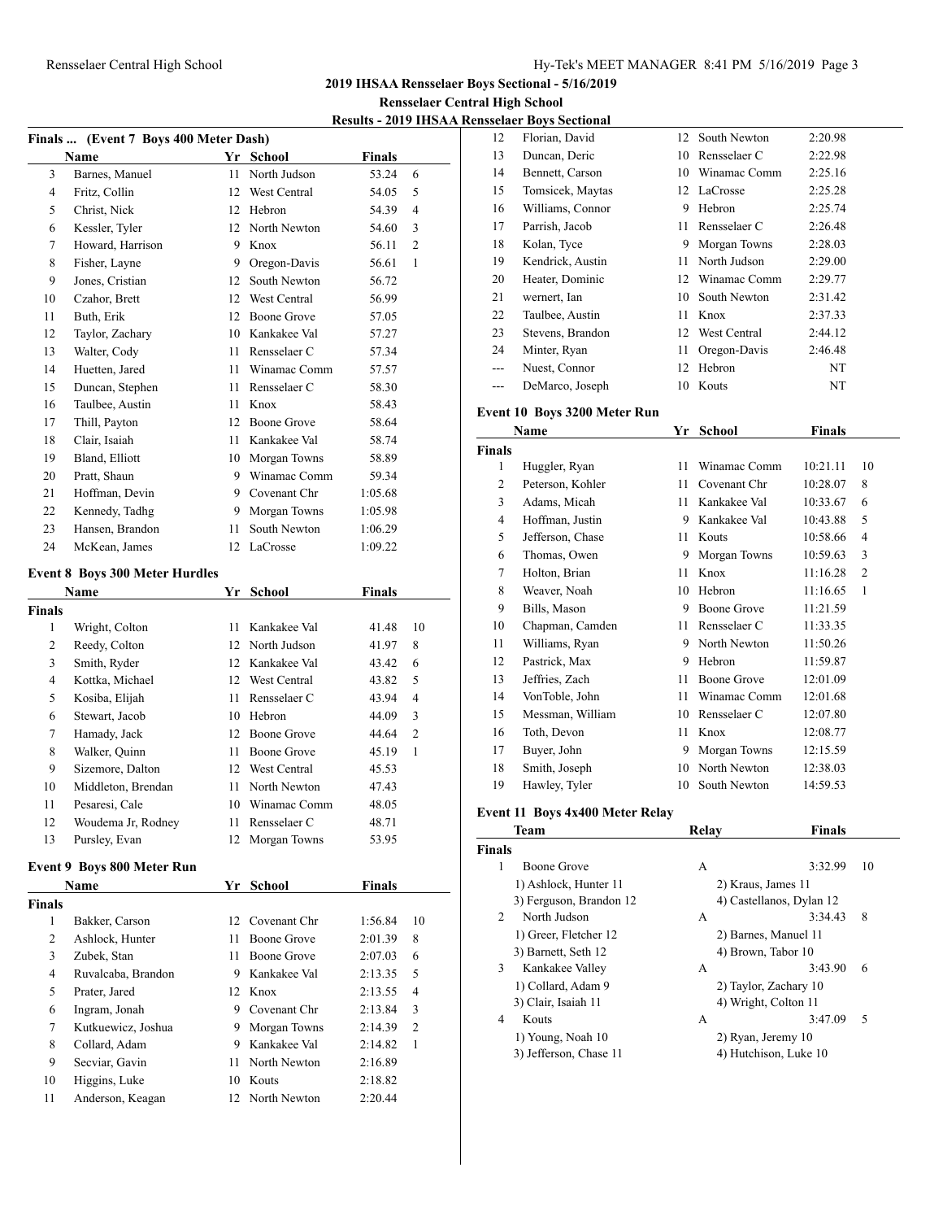## 2019 IHSAA Rensselaer Boys Sectional - 5/16/2019

### Rensselaer Central High School

### Results - 2019 IHSAA Rensselaer Boys Sectional

#### Finals ... (Event 7 Boys 400 Meter Dash)

| | Name | Yr | School | Finals | |
|---|---|---|---|---|---|
| 3 | Barnes, Manuel | 11 | North Judson | 53.24 | 6 |
| 4 | Fritz, Collin | 12 | West Central | 54.05 | 5 |
| 5 | Christ, Nick | 12 | Hebron | 54.39 | 4 |
| 6 | Kessler, Tyler | 12 | North Newton | 54.60 | 3 |
| 7 | Howard, Harrison | 9 | Knox | 56.11 | 2 |
| 8 | Fisher, Layne | 9 | Oregon-Davis | 56.61 | 1 |
| 9 | Jones, Cristian | 12 | South Newton | 56.72 | |
| 10 | Czahor, Brett | 12 | West Central | 56.99 | |
| 11 | Buth, Erik | 12 | Boone Grove | 57.05 | |
| 12 | Taylor, Zachary | 10 | Kankakee Val | 57.27 | |
| 13 | Walter, Cody | 11 | Rensselaer C | 57.34 | |
| 14 | Huetten, Jared | 11 | Winamac Comm | 57.57 | |
| 15 | Duncan, Stephen | 11 | Rensselaer C | 58.30 | |
| 16 | Taulbee, Austin | 11 | Knox | 58.43 | |
| 17 | Thill, Payton | 12 | Boone Grove | 58.64 | |
| 18 | Clair, Isaiah | 11 | Kankakee Val | 58.74 | |
| 19 | Bland, Elliott | 10 | Morgan Towns | 58.89 | |
| 20 | Pratt, Shaun | 9 | Winamac Comm | 59.34 | |
| 21 | Hoffman, Devin | 9 | Covenant Chr | 1:05.68 | |
| 22 | Kennedy, Tadhg | 9 | Morgan Towns | 1:05.98 | |
| 23 | Hansen, Brandon | 11 | South Newton | 1:06.29 | |
| 24 | McKean, James | 12 | LaCrosse | 1:09.22 | |

#### Event 8 Boys 300 Meter Hurdles

| | Name | Yr | School | Finals | |
|---|---|---|---|---|---|
| **Finals** | | | | | |
| 1 | Wright, Colton | 11 | Kankakee Val | 41.48 | 10 |
| 2 | Reedy, Colton | 12 | North Judson | 41.97 | 8 |
| 3 | Smith, Ryder | 12 | Kankakee Val | 43.42 | 6 |
| 4 | Kottka, Michael | 12 | West Central | 43.82 | 5 |
| 5 | Kosiba, Elijah | 11 | Rensselaer C | 43.94 | 4 |
| 6 | Stewart, Jacob | 10 | Hebron | 44.09 | 3 |
| 7 | Hamady, Jack | 12 | Boone Grove | 44.64 | 2 |
| 8 | Walker, Quinn | 11 | Boone Grove | 45.19 | 1 |
| 9 | Sizemore, Dalton | 12 | West Central | 45.53 | |
| 10 | Middleton, Brendan | 11 | North Newton | 47.43 | |
| 11 | Pesaresi, Cale | 10 | Winamac Comm | 48.05 | |
| 12 | Woudema Jr, Rodney | 11 | Rensselaer C | 48.71 | |
| 13 | Pursley, Evan | 12 | Morgan Towns | 53.95 | |

#### Event 9 Boys 800 Meter Run

| | Name | Yr | School | Finals | |
|---|---|---|---|---|---|
| **Finals** | | | | | |
| 1 | Bakker, Carson | 12 | Covenant Chr | 1:56.84 | 10 |
| 2 | Ashlock, Hunter | 11 | Boone Grove | 2:01.39 | 8 |
| 3 | Zubek, Stan | 11 | Boone Grove | 2:07.03 | 6 |
| 4 | Ruvalcaba, Brandon | 9 | Kankakee Val | 2:13.35 | 5 |
| 5 | Prater, Jared | 12 | Knox | 2:13.55 | 4 |
| 6 | Ingram, Jonah | 9 | Covenant Chr | 2:13.84 | 3 |
| 7 | Kutkuewicz, Joshua | 9 | Morgan Towns | 2:14.39 | 2 |
| 8 | Collard, Adam | 9 | Kankakee Val | 2:14.82 | 1 |
| 9 | Secviar, Gavin | 11 | North Newton | 2:16.89 | |
| 10 | Higgins, Luke | 10 | Kouts | 2:18.82 | |
| 11 | Anderson, Keagan | 12 | North Newton | 2:20.44 | |
| 12 | Florian, David | 12 | South Newton | 2:20.98 | |
| 13 | Duncan, Deric | 10 | Rensselaer C | 2:22.98 | |
| 14 | Bennett, Carson | 10 | Winamac Comm | 2:25.16 | |
| 15 | Tomsicek, Maytas | 12 | LaCrosse | 2:25.28 | |
| 16 | Williams, Connor | 9 | Hebron | 2:25.74 | |
| 17 | Parrish, Jacob | 11 | Rensselaer C | 2:26.48 | |
| 18 | Kolan, Tyce | 9 | Morgan Towns | 2:28.03 | |
| 19 | Kendrick, Austin | 11 | North Judson | 2:29.00 | |
| 20 | Heater, Dominic | 12 | Winamac Comm | 2:29.77 | |
| 21 | wernert, Ian | 10 | South Newton | 2:31.42 | |
| 22 | Taulbee, Austin | 11 | Knox | 2:37.33 | |
| 23 | Stevens, Brandon | 12 | West Central | 2:44.12 | |
| 24 | Minter, Ryan | 11 | Oregon-Davis | 2:46.48 | |
| --- | Nuest, Connor | 12 | Hebron | NT | |
| --- | DeMarco, Joseph | 10 | Kouts | NT | |

#### Event 10 Boys 3200 Meter Run

| | Name | Yr | School | Finals | |
|---|---|---|---|---|---|
| **Finals** | | | | | |
| 1 | Huggler, Ryan | 11 | Winamac Comm | 10:21.11 | 10 |
| 2 | Peterson, Kohler | 11 | Covenant Chr | 10:28.07 | 8 |
| 3 | Adams, Micah | 11 | Kankakee Val | 10:33.67 | 6 |
| 4 | Hoffman, Justin | 9 | Kankakee Val | 10:43.88 | 5 |
| 5 | Jefferson, Chase | 11 | Kouts | 10:58.66 | 4 |
| 6 | Thomas, Owen | 9 | Morgan Towns | 10:59.63 | 3 |
| 7 | Holton, Brian | 11 | Knox | 11:16.28 | 2 |
| 8 | Weaver, Noah | 10 | Hebron | 11:16.65 | 1 |
| 9 | Bills, Mason | 9 | Boone Grove | 11:21.59 | |
| 10 | Chapman, Camden | 11 | Rensselaer C | 11:33.35 | |
| 11 | Williams, Ryan | 9 | North Newton | 11:50.26 | |
| 12 | Pastrick, Max | 9 | Hebron | 11:59.87 | |
| 13 | Jeffries, Zach | 11 | Boone Grove | 12:01.09 | |
| 14 | VonToble, John | 11 | Winamac Comm | 12:01.68 | |
| 15 | Messman, William | 10 | Rensselaer C | 12:07.80 | |
| 16 | Toth, Devon | 11 | Knox | 12:08.77 | |
| 17 | Buyer, John | 9 | Morgan Towns | 12:15.59 | |
| 18 | Smith, Joseph | 10 | North Newton | 12:38.03 | |
| 19 | Hawley, Tyler | 10 | South Newton | 14:59.53 | |

#### Event 11 Boys 4x400 Meter Relay

| | Team | Relay | Finals | |
|---|---|---|---|---|
| **Finals** | | | | |
| 1 | Boone Grove | A | 3:32.99 | 10 |
| | 1) Ashlock, Hunter 11 | 2) Kraus, James 11 | | |
| | 3) Ferguson, Brandon 12 | 4) Castellanos, Dylan 12 | | |
| 2 | North Judson | A | 3:34.43 | 8 |
| | 1) Greer, Fletcher 12 | 2) Barnes, Manuel 11 | | |
| | 3) Barnett, Seth 12 | 4) Brown, Tabor 10 | | |
| 3 | Kankakee Valley | A | 3:43.90 | 6 |
| | 1) Collard, Adam 9 | 2) Taylor, Zachary 10 | | |
| | 3) Clair, Isaiah 11 | 4) Wright, Colton 11 | | |
| 4 | Kouts | A | 3:47.09 | 5 |
| | 1) Young, Noah 10 | 2) Ryan, Jeremy 10 | | |
| | 3) Jefferson, Chase 11 | 4) Hutchison, Luke 10 | | |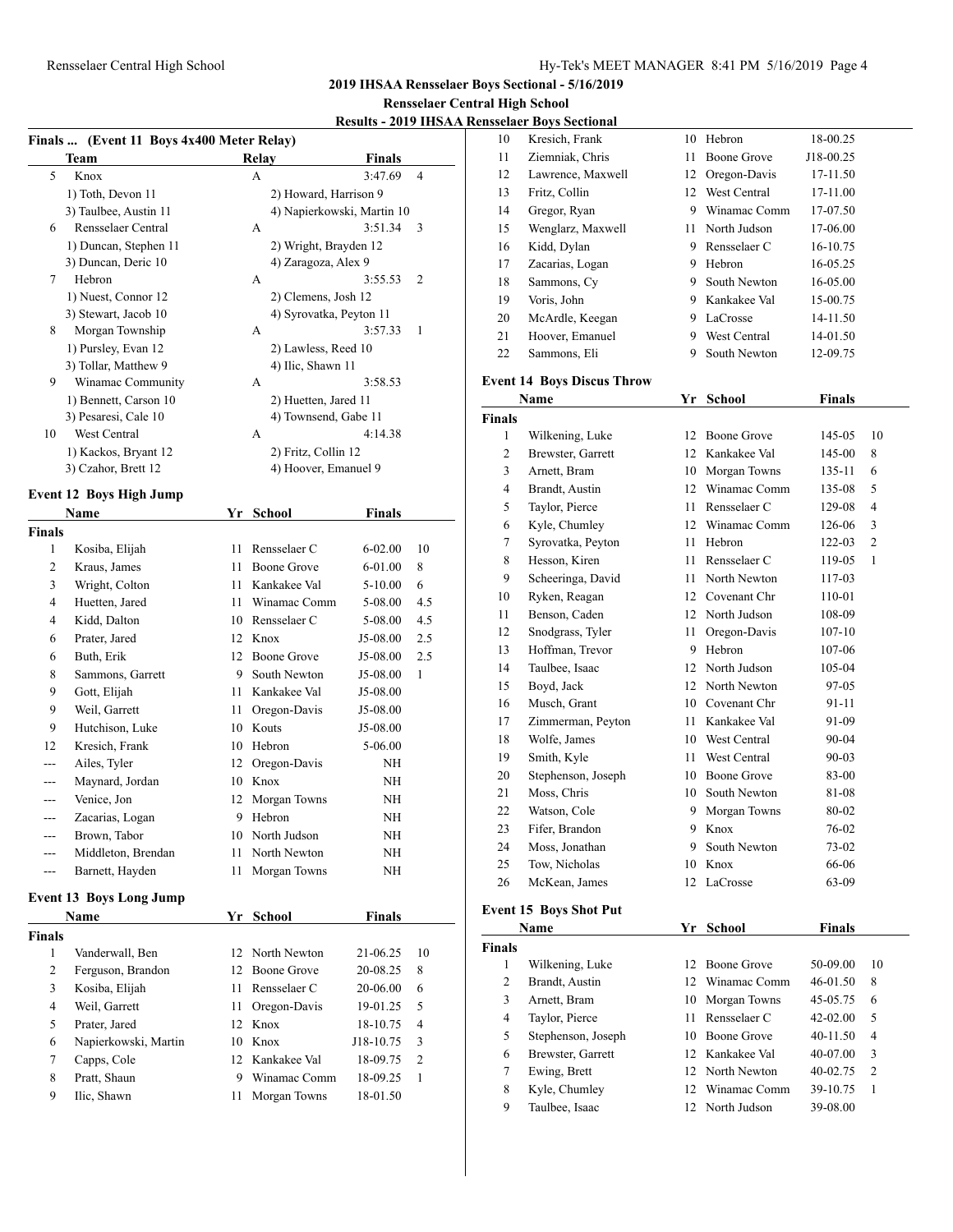**2019 IHSAA Rensselaer Boys Sectional - 5/16/2019**

**Rensselaer Central High School**

**Results - 2019 IHSAA Rensselaer Boys Sectional**

### Finals ... (Event 11 Boys 4x400 Meter Relay)

| | Team | Relay | Finals | |
|---|---|---|---|---|
| 5 | Knox | A | 3:47.69 | 4 |
| | 1) Toth, Devon 11 | 2) Howard, Harrison 9 | | |
| | 3) Taulbee, Austin 11 | 4) Napierkowski, Martin 10 | | |
| 6 | Rensselaer Central | A | 3:51.34 | 3 |
| | 1) Duncan, Stephen 11 | 2) Wright, Brayden 12 | | |
| | 3) Duncan, Deric 10 | 4) Zaragoza, Alex 9 | | |
| 7 | Hebron | A | 3:55.53 | 2 |
| | 1) Nuest, Connor 12 | 2) Clemens, Josh 12 | | |
| | 3) Stewart, Jacob 10 | 4) Syrovatka, Peyton 11 | | |
| 8 | Morgan Township | A | 3:57.33 | 1 |
| | 1) Pursley, Evan 12 | 2) Lawless, Reed 10 | | |
| | 3) Tollar, Matthew 9 | 4) Ilic, Shawn 11 | | |
| 9 | Winamac Community | A | 3:58.53 | |
| | 1) Bennett, Carson 10 | 2) Huetten, Jared 11 | | |
| | 3) Pesaresi, Cale 10 | 4) Townsend, Gabe 11 | | |
| 10 | West Central | A | 4:14.38 | |
| | 1) Kackos, Bryant 12 | 2) Fritz, Collin 12 | | |
| | 3) Czahor, Brett 12 | 4) Hoover, Emanuel 9 | | |

### Event 12 Boys High Jump

| | Name | Yr | School | Finals | |
|---|---|---|---|---|---|
| **Finals** | | | | | |
| 1 | Kosiba, Elijah | 11 | Rensselaer C | 6-02.00 | 10 |
| 2 | Kraus, James | 11 | Boone Grove | 6-01.00 | 8 |
| 3 | Wright, Colton | 11 | Kankakee Val | 5-10.00 | 6 |
| 4 | Huetten, Jared | 11 | Winamac Comm | 5-08.00 | 4.5 |
| 4 | Kidd, Dalton | 10 | Rensselaer C | 5-08.00 | 4.5 |
| 6 | Prater, Jared | 12 | Knox | J5-08.00 | 2.5 |
| 6 | Buth, Erik | 12 | Boone Grove | J5-08.00 | 2.5 |
| 8 | Sammons, Garrett | 9 | South Newton | J5-08.00 | 1 |
| 9 | Gott, Elijah | 11 | Kankakee Val | J5-08.00 | |
| 9 | Weil, Garrett | 11 | Oregon-Davis | J5-08.00 | |
| 9 | Hutchison, Luke | 10 | Kouts | J5-08.00 | |
| 12 | Kresich, Frank | 10 | Hebron | 5-06.00 | |
| --- | Ailes, Tyler | 12 | Oregon-Davis | NH | |
| --- | Maynard, Jordan | 10 | Knox | NH | |
| --- | Venice, Jon | 12 | Morgan Towns | NH | |
| --- | Zacarias, Logan | 9 | Hebron | NH | |
| --- | Brown, Tabor | 10 | North Judson | NH | |
| --- | Middleton, Brendan | 11 | North Newton | NH | |
| --- | Barnett, Hayden | 11 | Morgan Towns | NH | |

### Event 13 Boys Long Jump

| | Name | Yr | School | Finals | |
|---|---|---|---|---|---|
| **Finals** | | | | | |
| 1 | Vanderwall, Ben | 12 | North Newton | 21-06.25 | 10 |
| 2 | Ferguson, Brandon | 12 | Boone Grove | 20-08.25 | 8 |
| 3 | Kosiba, Elijah | 11 | Rensselaer C | 20-06.00 | 6 |
| 4 | Weil, Garrett | 11 | Oregon-Davis | 19-01.25 | 5 |
| 5 | Prater, Jared | 12 | Knox | 18-10.75 | 4 |
| 6 | Napierkowski, Martin | 10 | Knox | J18-10.75 | 3 |
| 7 | Capps, Cole | 12 | Kankakee Val | 18-09.75 | 2 |
| 8 | Pratt, Shaun | 9 | Winamac Comm | 18-09.25 | 1 |
| 9 | Ilic, Shawn | 11 | Morgan Towns | 18-01.50 | |
| 10 | Kresich, Frank | 10 | Hebron | 18-00.25 | |
| 11 | Ziemniak, Chris | 11 | Boone Grove | J18-00.25 | |
| 12 | Lawrence, Maxwell | 12 | Oregon-Davis | 17-11.50 | |
| 13 | Fritz, Collin | 12 | West Central | 17-11.00 | |
| 14 | Gregor, Ryan | 9 | Winamac Comm | 17-07.50 | |
| 15 | Wenglarz, Maxwell | 11 | North Judson | 17-06.00 | |
| 16 | Kidd, Dylan | 9 | Rensselaer C | 16-10.75 | |
| 17 | Zacarias, Logan | 9 | Hebron | 16-05.25 | |
| 18 | Sammons, Cy | 9 | South Newton | 16-05.00 | |
| 19 | Voris, John | 9 | Kankakee Val | 15-00.75 | |
| 20 | McArdle, Keegan | 9 | LaCrosse | 14-11.50 | |
| 21 | Hoover, Emanuel | 9 | West Central | 14-01.50 | |
| 22 | Sammons, Eli | 9 | South Newton | 12-09.75 | |

### Event 14 Boys Discus Throw

| | Name | Yr | School | Finals | |
|---|---|---|---|---|---|
| **Finals** | | | | | |
| 1 | Wilkening, Luke | 12 | Boone Grove | 145-05 | 10 |
| 2 | Brewster, Garrett | 12 | Kankakee Val | 145-00 | 8 |
| 3 | Arnett, Bram | 10 | Morgan Towns | 135-11 | 6 |
| 4 | Brandt, Austin | 12 | Winamac Comm | 135-08 | 5 |
| 5 | Taylor, Pierce | 11 | Rensselaer C | 129-08 | 4 |
| 6 | Kyle, Chumley | 12 | Winamac Comm | 126-06 | 3 |
| 7 | Syrovatka, Peyton | 11 | Hebron | 122-03 | 2 |
| 8 | Hesson, Kiren | 11 | Rensselaer C | 119-05 | 1 |
| 9 | Scheeringa, David | 11 | North Newton | 117-03 | |
| 10 | Ryken, Reagan | 12 | Covenant Chr | 110-01 | |
| 11 | Benson, Caden | 12 | North Judson | 108-09 | |
| 12 | Snodgrass, Tyler | 11 | Oregon-Davis | 107-10 | |
| 13 | Hoffman, Trevor | 9 | Hebron | 107-06 | |
| 14 | Taulbee, Isaac | 12 | North Judson | 105-04 | |
| 15 | Boyd, Jack | 12 | North Newton | 97-05 | |
| 16 | Musch, Grant | 10 | Covenant Chr | 91-11 | |
| 17 | Zimmerman, Peyton | 11 | Kankakee Val | 91-09 | |
| 18 | Wolfe, James | 10 | West Central | 90-04 | |
| 19 | Smith, Kyle | 11 | West Central | 90-03 | |
| 20 | Stephenson, Joseph | 10 | Boone Grove | 83-00 | |
| 21 | Moss, Chris | 10 | South Newton | 81-08 | |
| 22 | Watson, Cole | 9 | Morgan Towns | 80-02 | |
| 23 | Fifer, Brandon | 9 | Knox | 76-02 | |
| 24 | Moss, Jonathan | 9 | South Newton | 73-02 | |
| 25 | Tow, Nicholas | 10 | Knox | 66-06 | |
| 26 | McKean, James | 12 | LaCrosse | 63-09 | |

### Event 15 Boys Shot Put

| | Name | Yr | School | Finals | |
|---|---|---|---|---|---|
| **Finals** | | | | | |
| 1 | Wilkening, Luke | 12 | Boone Grove | 50-09.00 | 10 |
| 2 | Brandt, Austin | 12 | Winamac Comm | 46-01.50 | 8 |
| 3 | Arnett, Bram | 10 | Morgan Towns | 45-05.75 | 6 |
| 4 | Taylor, Pierce | 11 | Rensselaer C | 42-02.00 | 5 |
| 5 | Stephenson, Joseph | 10 | Boone Grove | 40-11.50 | 4 |
| 6 | Brewster, Garrett | 12 | Kankakee Val | 40-07.00 | 3 |
| 7 | Ewing, Brett | 12 | North Newton | 40-02.75 | 2 |
| 8 | Kyle, Chumley | 12 | Winamac Comm | 39-10.75 | 1 |
| 9 | Taulbee, Isaac | 12 | North Judson | 39-08.00 | |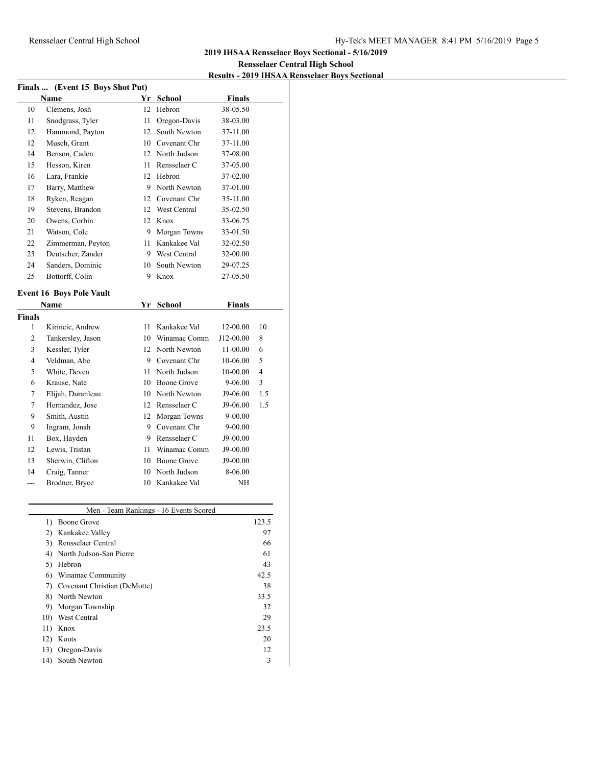**2019 IHSAA Rensselaer Boys Sectional - 5/16/2019**

**Rensselaer Central High School**

**Results - 2019 IHSAA Rensselaer Boys Sectional**

**Finals ... (Event 15 Boys Shot Put)**

| | Name | Yr | School | Finals |
|---|---|---|---|---|
| 10 | Clemens, Josh | 12 | Hebron | 38-05.50 |
| 11 | Snodgrass, Tyler | 11 | Oregon-Davis | 38-03.00 |
| 12 | Hammond, Payton | 12 | South Newton | 37-11.00 |
| 12 | Musch, Grant | 10 | Covenant Chr | 37-11.00 |
| 14 | Benson, Caden | 12 | North Judson | 37-08.00 |
| 15 | Hesson, Kiren | 11 | Rensselaer C | 37-05.00 |
| 16 | Lara, Frankie | 12 | Hebron | 37-02.00 |
| 17 | Barry, Matthew | 9 | North Newton | 37-01.00 |
| 18 | Ryken, Reagan | 12 | Covenant Chr | 35-11.00 |
| 19 | Stevens, Brandon | 12 | West Central | 35-02.50 |
| 20 | Owens, Corbin | 12 | Knox | 33-06.75 |
| 21 | Watson, Cole | 9 | Morgan Towns | 33-01.50 |
| 22 | Zimmerman, Peyton | 11 | Kankakee Val | 32-02.50 |
| 23 | Deutscher, Zander | 9 | West Central | 32-00.00 |
| 24 | Sanders, Dominic | 10 | South Newton | 29-07.25 |
| 25 | Bottorff, Colin | 9 | Knox | 27-05.50 |

**Event 16 Boys Pole Vault**

| | Name | Yr | School | Finals | |
|---|---|---|---|---|---|
| **Finals** | | | | | |
| 1 | Kirincic, Andrew | 11 | Kankakee Val | 12-00.00 | 10 |
| 2 | Tankersley, Jason | 10 | Winamac Comm | J12-00.00 | 8 |
| 3 | Kessler, Tyler | 12 | North Newton | 11-00.00 | 6 |
| 4 | Veldman, Abe | 9 | Covenant Chr | 10-06.00 | 5 |
| 5 | White, Deven | 11 | North Judson | 10-00.00 | 4 |
| 6 | Krause, Nate | 10 | Boone Grove | 9-06.00 | 3 |
| 7 | Elijah, Duranleau | 10 | North Newton | J9-06.00 | 1.5 |
| 7 | Hernandez, Jose | 12 | Rensselaer C | J9-06.00 | 1.5 |
| 9 | Smith, Austin | 12 | Morgan Towns | 9-00.00 | |
| 9 | Ingram, Jonah | 9 | Covenant Chr | 9-00.00 | |
| 11 | Box, Hayden | 9 | Rensselaer C | J9-00.00 | |
| 12 | Lewis, Tristan | 11 | Winamac Comm | J9-00.00 | |
| 13 | Sherwin, Clifton | 10 | Boone Grove | J9-00.00 | |
| 14 | Craig, Tanner | 10 | North Judson | 8-06.00 | |
| --- | Brodner, Bryce | 10 | Kankakee Val | NH | |

| Men - Team Rankings - 16 Events Scored | | |
|---|---|---|
| 1) | Boone Grove | 123.5 |
| 2) | Kankakee Valley | 97 |
| 3) | Rensselaer Central | 66 |
| 4) | North Judson-San Pierre | 61 |
| 5) | Hebron | 43 |
| 6) | Winamac Community | 42.5 |
| 7) | Covenant Christian (DeMotte) | 38 |
| 8) | North Newton | 33.5 |
| 9) | Morgan Township | 32 |
| 10) | West Central | 29 |
| 11) | Knox | 23.5 |
| 12) | Kouts | 20 |
| 13) | Oregon-Davis | 12 |
| 14) | South Newton | 3 |